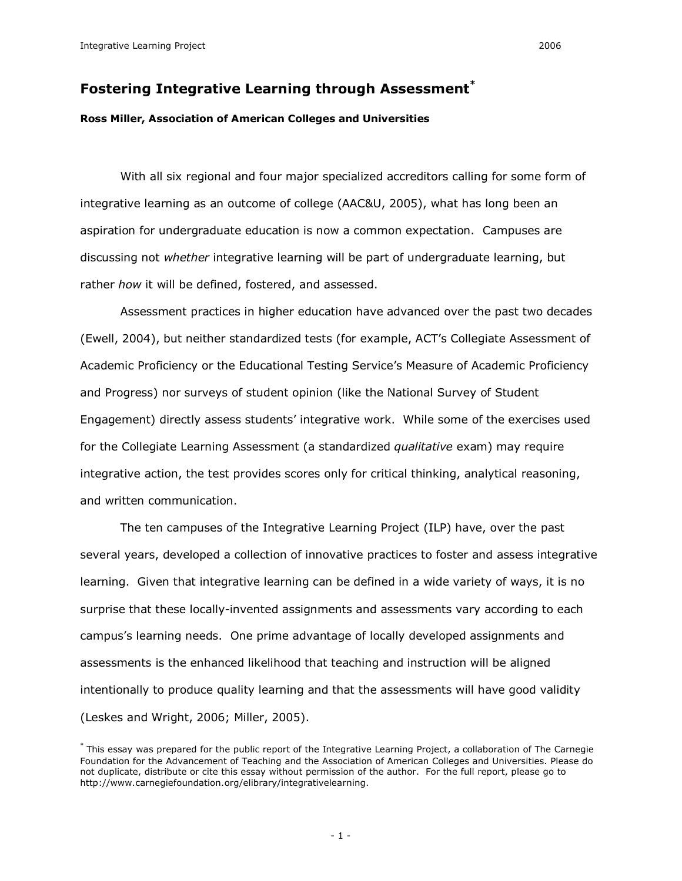# Fostering Integrative Learning through Assessment*

**Ross Miller, Association of American Colleges and Universities**

With all six regional and four major specialized accreditors calling for some form of integrative learning as an outcome of college (AAC&U, 2005), what has long been an aspiration for undergraduate education is now a common expectation. Campuses are discussing not *whether* integrative learning will be part of undergraduate learning, but rather *how* it will be defined, fostered, and assessed.

Assessment practices in higher education have advanced over the past two decades (Ewell, 2004), but neither standardized tests (for example, ACT's Collegiate Assessment of Academic Proficiency or the Educational Testing Service's Measure of Academic Proficiency and Progress) nor surveys of student opinion (like the National Survey of Student Engagement) directly assess students' integrative work. While some of the exercises used for the Collegiate Learning Assessment (a standardized *qualitative* exam) may require integrative action, the test provides scores only for critical thinking, analytical reasoning, and written communication.

The ten campuses of the Integrative Learning Project (ILP) have, over the past several years, developed a collection of innovative practices to foster and assess integrative learning. Given that integrative learning can be defined in a wide variety of ways, it is no surprise that these locally-invented assignments and assessments vary according to each campus's learning needs. One prime advantage of locally developed assignments and assessments is the enhanced likelihood that teaching and instruction will be aligned intentionally to produce quality learning and that the assessments will have good validity (Leskes and Wright, 2006; Miller, 2005).

* This essay was prepared for the public report of the Integrative Learning Project, a collaboration of The Carnegie Foundation for the Advancement of Teaching and the Association of American Colleges and Universities. Please do not duplicate, distribute or cite this essay without permission of the author. For the full report, please go to http://www.carnegiefoundation.org/elibrary/integrativelearning.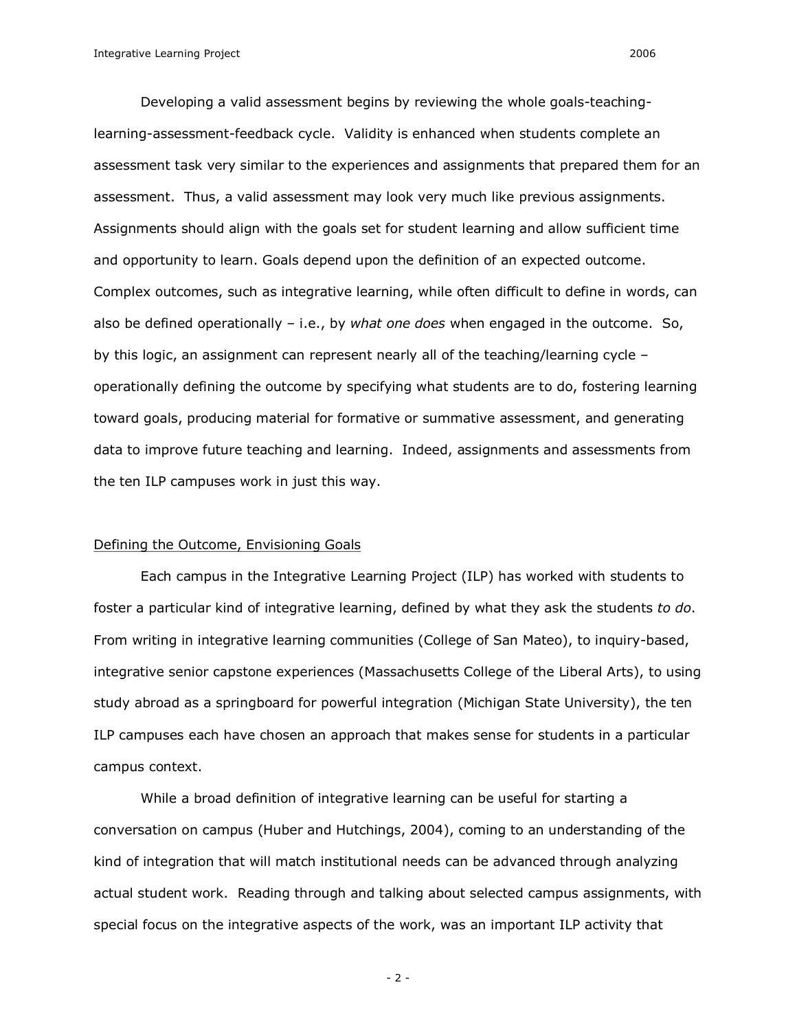Developing a valid assessment begins by reviewing the whole goals-teaching-learning-assessment-feedback cycle. Validity is enhanced when students complete an assessment task very similar to the experiences and assignments that prepared them for an assessment. Thus, a valid assessment may look very much like previous assignments. Assignments should align with the goals set for student learning and allow sufficient time and opportunity to learn. Goals depend upon the definition of an expected outcome. Complex outcomes, such as integrative learning, while often difficult to define in words, can also be defined operationally – i.e., by *what one does* when engaged in the outcome. So, by this logic, an assignment can represent nearly all of the teaching/learning cycle – operationally defining the outcome by specifying what students are to do, fostering learning toward goals, producing material for formative or summative assessment, and generating data to improve future teaching and learning. Indeed, assignments and assessments from the ten ILP campuses work in just this way.

## Defining the Outcome, Envisioning Goals

Each campus in the Integrative Learning Project (ILP) has worked with students to foster a particular kind of integrative learning, defined by what they ask the students *to do*. From writing in integrative learning communities (College of San Mateo), to inquiry-based, integrative senior capstone experiences (Massachusetts College of the Liberal Arts), to using study abroad as a springboard for powerful integration (Michigan State University), the ten ILP campuses each have chosen an approach that makes sense for students in a particular campus context.

While a broad definition of integrative learning can be useful for starting a conversation on campus (Huber and Hutchings, 2004), coming to an understanding of the kind of integration that will match institutional needs can be advanced through analyzing actual student work. Reading through and talking about selected campus assignments, with special focus on the integrative aspects of the work, was an important ILP activity that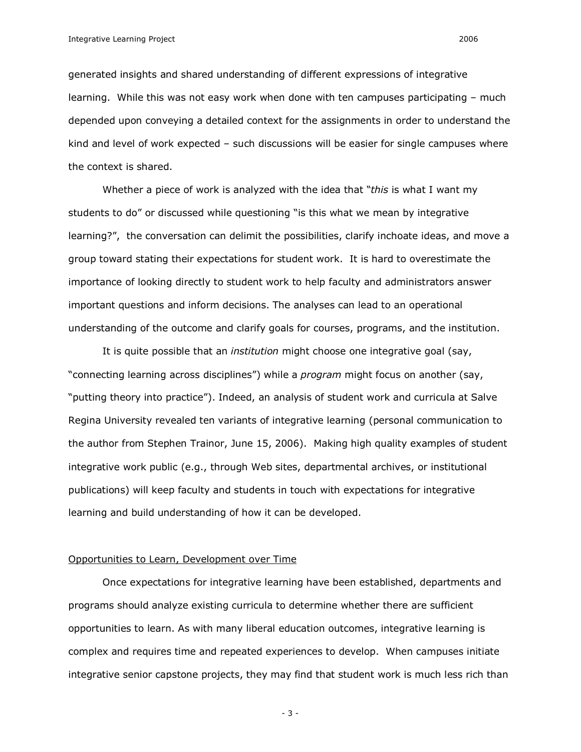generated insights and shared understanding of different expressions of integrative learning. While this was not easy work when done with ten campuses participating – much depended upon conveying a detailed context for the assignments in order to understand the kind and level of work expected – such discussions will be easier for single campuses where the context is shared.

Whether a piece of work is analyzed with the idea that "*this* is what I want my students to do" or discussed while questioning "is this what we mean by integrative learning?", the conversation can delimit the possibilities, clarify inchoate ideas, and move a group toward stating their expectations for student work. It is hard to overestimate the importance of looking directly to student work to help faculty and administrators answer important questions and inform decisions. The analyses can lead to an operational understanding of the outcome and clarify goals for courses, programs, and the institution.

It is quite possible that an *institution* might choose one integrative goal (say, "connecting learning across disciplines") while a *program* might focus on another (say, "putting theory into practice"). Indeed, an analysis of student work and curricula at Salve Regina University revealed ten variants of integrative learning (personal communication to the author from Stephen Trainor, June 15, 2006). Making high quality examples of student integrative work public (e.g., through Web sites, departmental archives, or institutional publications) will keep faculty and students in touch with expectations for integrative learning and build understanding of how it can be developed.

## Opportunities to Learn, Development over Time

Once expectations for integrative learning have been established, departments and programs should analyze existing curricula to determine whether there are sufficient opportunities to learn. As with many liberal education outcomes, integrative learning is complex and requires time and repeated experiences to develop. When campuses initiate integrative senior capstone projects, they may find that student work is much less rich than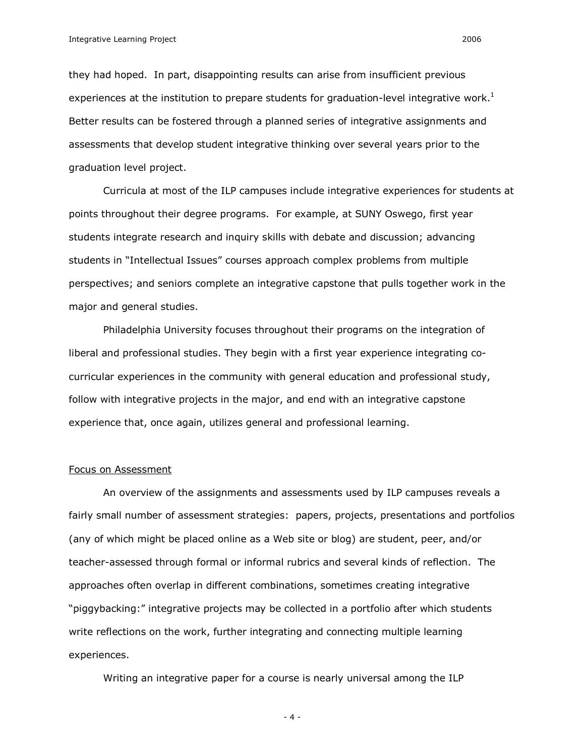they had hoped. In part, disappointing results can arise from insufficient previous experiences at the institution to prepare students for graduation-level integrative work.[1] Better results can be fostered through a planned series of integrative assignments and assessments that develop student integrative thinking over several years prior to the graduation level project.

Curricula at most of the ILP campuses include integrative experiences for students at points throughout their degree programs. For example, at SUNY Oswego, first year students integrate research and inquiry skills with debate and discussion; advancing students in "Intellectual Issues" courses approach complex problems from multiple perspectives; and seniors complete an integrative capstone that pulls together work in the major and general studies.

Philadelphia University focuses throughout their programs on the integration of liberal and professional studies. They begin with a first year experience integrating co-curricular experiences in the community with general education and professional study, follow with integrative projects in the major, and end with an integrative capstone experience that, once again, utilizes general and professional learning.

## Focus on Assessment

An overview of the assignments and assessments used by ILP campuses reveals a fairly small number of assessment strategies: papers, projects, presentations and portfolios (any of which might be placed online as a Web site or blog) are student, peer, and/or teacher-assessed through formal or informal rubrics and several kinds of reflection. The approaches often overlap in different combinations, sometimes creating integrative "piggybacking:" integrative projects may be collected in a portfolio after which students write reflections on the work, further integrating and connecting multiple learning experiences.

Writing an integrative paper for a course is nearly universal among the ILP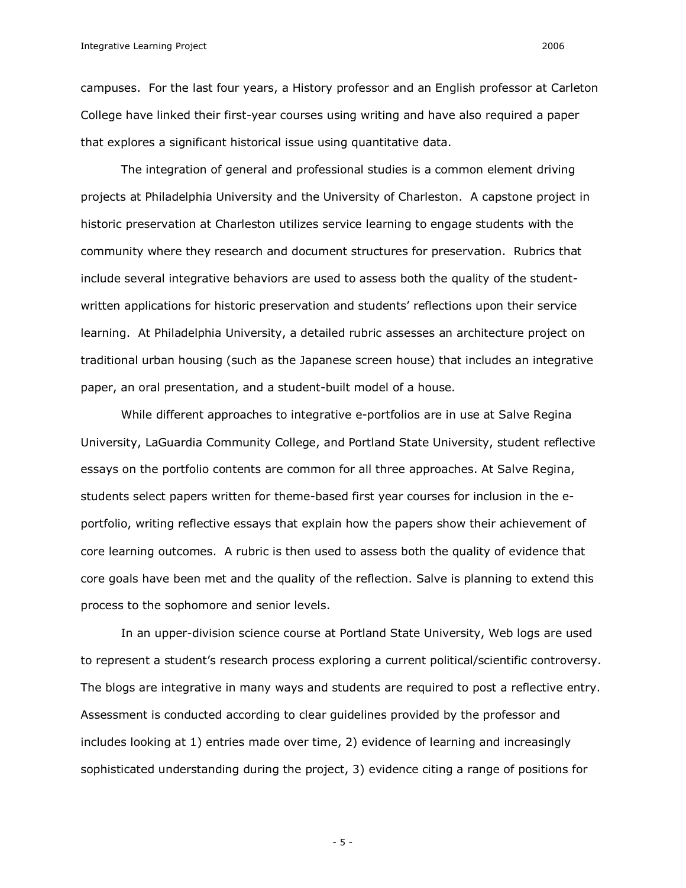campuses. For the last four years, a History professor and an English professor at Carleton College have linked their first-year courses using writing and have also required a paper that explores a significant historical issue using quantitative data.

The integration of general and professional studies is a common element driving projects at Philadelphia University and the University of Charleston. A capstone project in historic preservation at Charleston utilizes service learning to engage students with the community where they research and document structures for preservation. Rubrics that include several integrative behaviors are used to assess both the quality of the student-written applications for historic preservation and students' reflections upon their service learning. At Philadelphia University, a detailed rubric assesses an architecture project on traditional urban housing (such as the Japanese screen house) that includes an integrative paper, an oral presentation, and a student-built model of a house.

While different approaches to integrative e-portfolios are in use at Salve Regina University, LaGuardia Community College, and Portland State University, student reflective essays on the portfolio contents are common for all three approaches. At Salve Regina, students select papers written for theme-based first year courses for inclusion in the e-portfolio, writing reflective essays that explain how the papers show their achievement of core learning outcomes. A rubric is then used to assess both the quality of evidence that core goals have been met and the quality of the reflection. Salve is planning to extend this process to the sophomore and senior levels.

In an upper-division science course at Portland State University, Web logs are used to represent a student's research process exploring a current political/scientific controversy. The blogs are integrative in many ways and students are required to post a reflective entry. Assessment is conducted according to clear guidelines provided by the professor and includes looking at 1) entries made over time, 2) evidence of learning and increasingly sophisticated understanding during the project, 3) evidence citing a range of positions for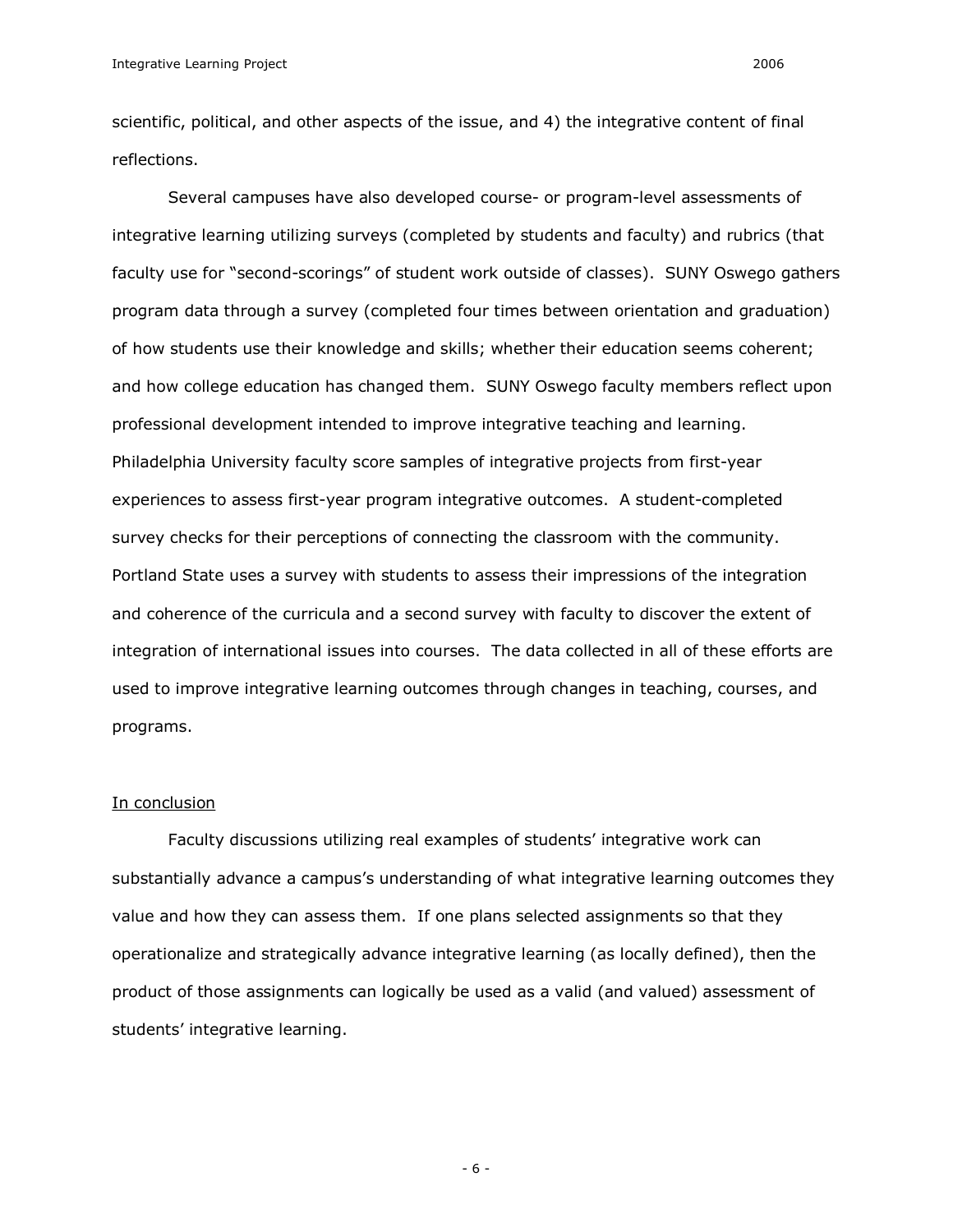scientific, political, and other aspects of the issue, and 4) the integrative content of final reflections.

Several campuses have also developed course- or program-level assessments of integrative learning utilizing surveys (completed by students and faculty) and rubrics (that faculty use for "second-scorings" of student work outside of classes). SUNY Oswego gathers program data through a survey (completed four times between orientation and graduation) of how students use their knowledge and skills; whether their education seems coherent; and how college education has changed them. SUNY Oswego faculty members reflect upon professional development intended to improve integrative teaching and learning. Philadelphia University faculty score samples of integrative projects from first-year experiences to assess first-year program integrative outcomes. A student-completed survey checks for their perceptions of connecting the classroom with the community. Portland State uses a survey with students to assess their impressions of the integration and coherence of the curricula and a second survey with faculty to discover the extent of integration of international issues into courses. The data collected in all of these efforts are used to improve integrative learning outcomes through changes in teaching, courses, and programs.

## In conclusion

Faculty discussions utilizing real examples of students' integrative work can substantially advance a campus's understanding of what integrative learning outcomes they value and how they can assess them. If one plans selected assignments so that they operationalize and strategically advance integrative learning (as locally defined), then the product of those assignments can logically be used as a valid (and valued) assessment of students' integrative learning.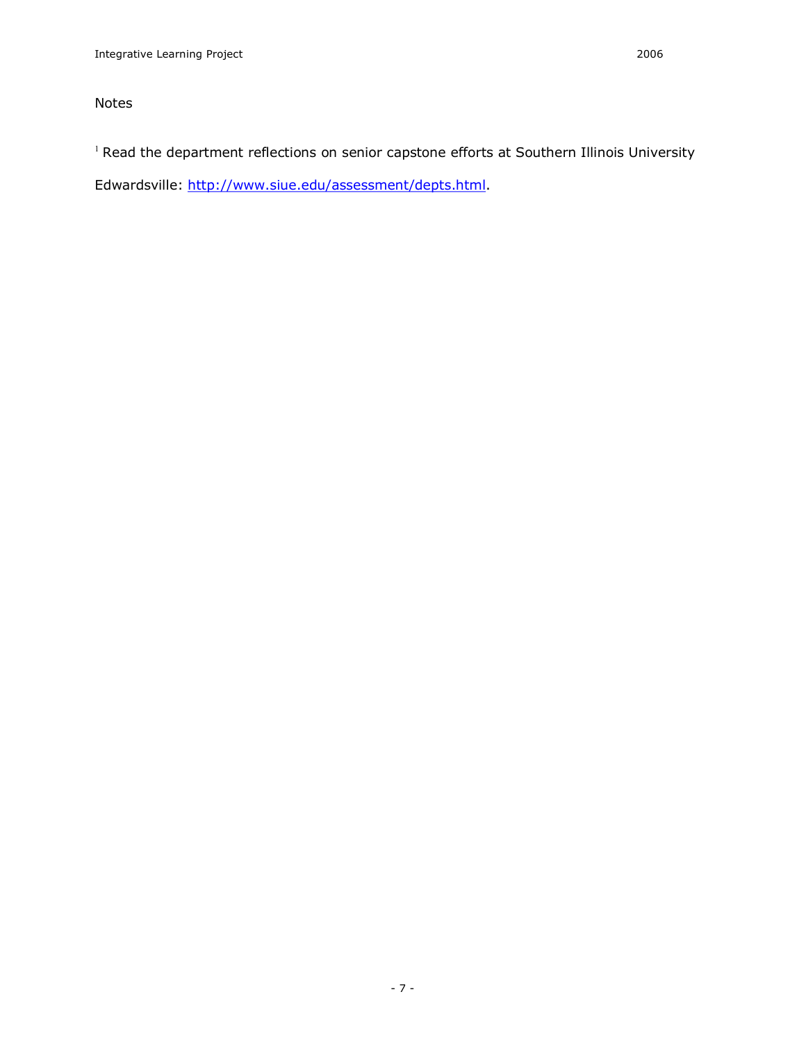Notes

[1] Read the department reflections on senior capstone efforts at Southern Illinois University Edwardsville: http://www.siue.edu/assessment/depts.html.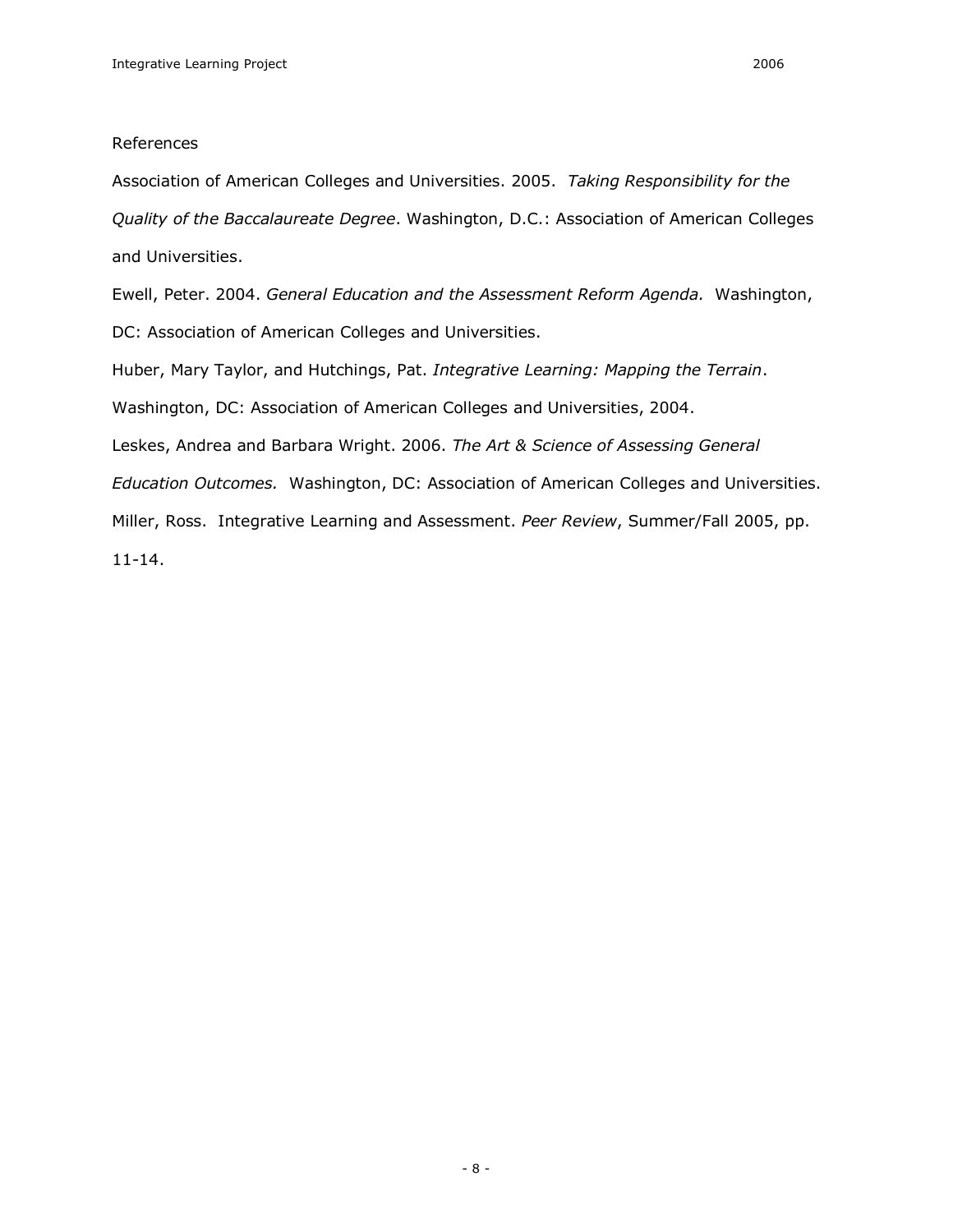## References

Association of American Colleges and Universities. 2005. *Taking Responsibility for the Quality of the Baccalaureate Degree*. Washington, D.C.: Association of American Colleges and Universities.

Ewell, Peter. 2004. *General Education and the Assessment Reform Agenda.* Washington, DC: Association of American Colleges and Universities.

Huber, Mary Taylor, and Hutchings, Pat. *Integrative Learning: Mapping the Terrain*. Washington, DC: Association of American Colleges and Universities, 2004.

Leskes, Andrea and Barbara Wright. 2006. *The Art & Science of Assessing General Education Outcomes.* Washington, DC: Association of American Colleges and Universities.

Miller, Ross. Integrative Learning and Assessment. *Peer Review*, Summer/Fall 2005, pp. 11-14.